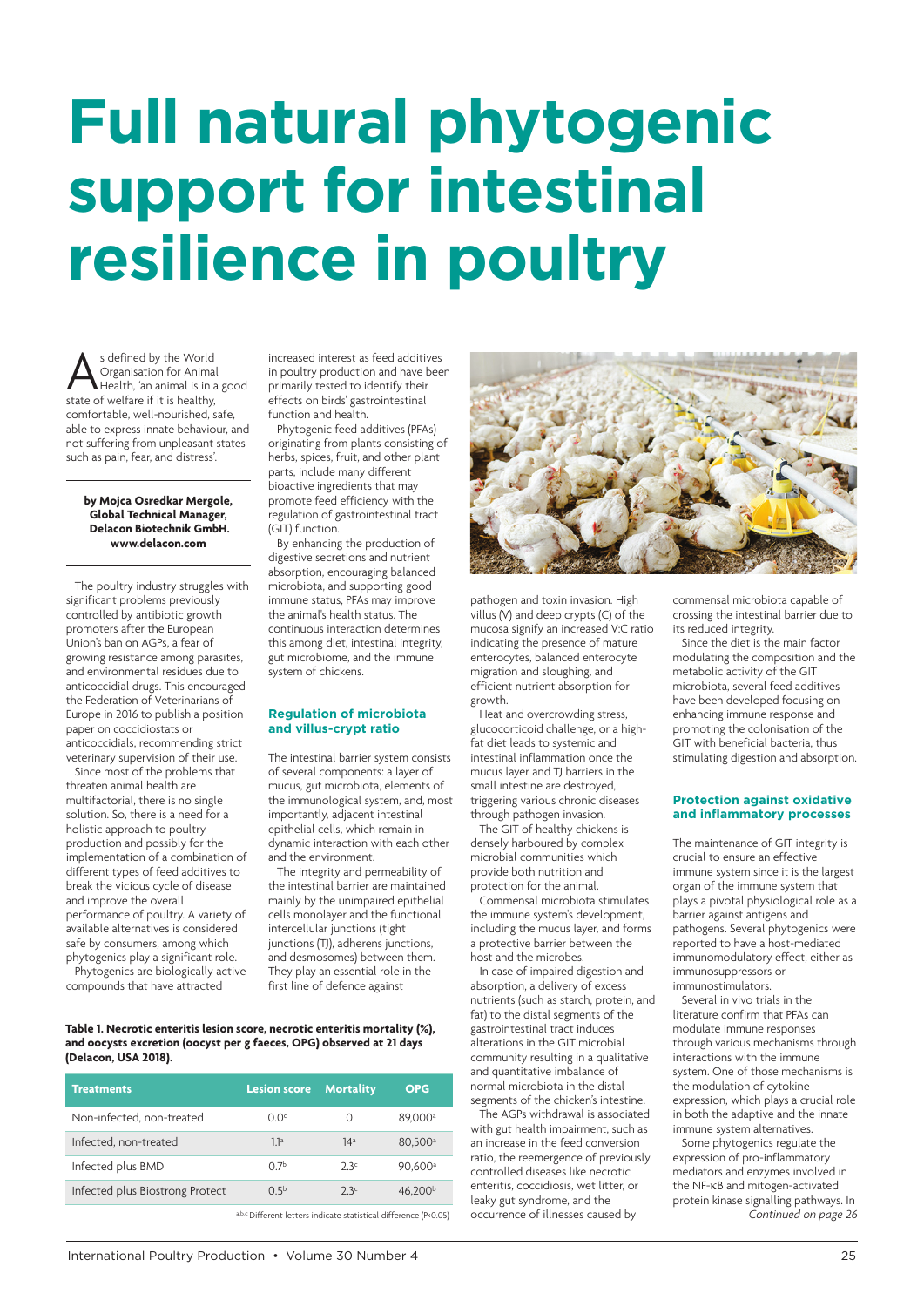# Full natural phytogenic support for intestinal resilience in poultry

As defined by the World Organisation for Animal Health, 'an animal is in a good state of welfare if it is healthy, comfortable, well-nourished, safe, able to express innate behaviour, and not suffering from unpleasant states such as pain, fear, and distress'.

**by Mojca Osredkar Mergole, Global Technical Manager, Delacon Biotechnik GmbH. www.delacon.com**

The poultry industry struggles with significant problems previously controlled by antibiotic growth promoters after the European Union's ban on AGPs, a fear of growing resistance among parasites, and environmental residues due to anticoccidial drugs. This encouraged the Federation of Veterinarians of Europe in 2016 to publish a position paper on coccidiostats or anticoccidials, recommending strict veterinary supervision of their use.

Since most of the problems that threaten animal health are multifactorial, there is no single solution. So, there is a need for a holistic approach to poultry production and possibly for the implementation of a combination of different types of feed additives to break the vicious cycle of disease and improve the overall performance of poultry. A variety of available alternatives is considered safe by consumers, among which phytogenics play a significant role.

Phytogenics are biologically active compounds that have attracted increased interest as feed additives in poultry production and have been primarily tested to identify their effects on birds' gastrointestinal function and health.

Phytogenic feed additives (PFAs) originating from plants consisting of herbs, spices, fruit, and other plant parts, include many different bioactive ingredients that may promote feed efficiency with the regulation of gastrointestinal tract (GIT) function.

By enhancing the production of digestive secretions and nutrient absorption, encouraging balanced microbiota, and supporting good immune status, PFAs may improve the animal's health status. The continuous interaction determines this among diet, intestinal integrity, gut microbiome, and the immune system of chickens.

## Regulation of microbiota and villus-crypt ratio

The intestinal barrier system consists of several components: a layer of mucus, gut microbiota, elements of the immunological system, and, most importantly, adjacent intestinal epithelial cells, which remain in dynamic interaction with each other and the environment.

The integrity and permeability of the intestinal barrier are maintained mainly by the unimpaired epithelial cells monolayer and the functional intercellular junctions (tight junctions (TJ), adherens junctions, and desmosomes) between them. They play an essential role in the first line of defence against pathogen and toxin invasion. High villus (V) and deep crypts (C) of the mucosa signify an increased V:C ratio indicating the presence of mature enterocytes, balanced enterocyte migration and sloughing, and efficient nutrient absorption for growth.

Heat and overcrowding stress, glucocorticoid challenge, or a high-fat diet leads to systemic and intestinal inflammation once the mucus layer and TJ barriers in the small intestine are destroyed, triggering various chronic diseases through pathogen invasion.

The GIT of healthy chickens is densely harboured by complex microbial communities which provide both nutrition and protection for the animal.

Commensal microbiota stimulates the immune system's development, including the mucus layer, and forms a protective barrier between the host and the microbes.

In case of impaired digestion and absorption, a delivery of excess nutrients (such as starch, protein, and fat) to the distal segments of the gastrointestinal tract induces alterations in the GIT microbial community resulting in a qualitative and quantitative imbalance of normal microbiota in the distal segments of the chicken's intestine.

The AGPs withdrawal is associated with gut health impairment, such as an increase in the feed conversion ratio, the reemergence of previously controlled diseases like necrotic enteritis, coccidiosis, wet litter, or leaky gut syndrome, and the occurrence of illnesses caused by commensal microbiota capable of crossing the intestinal barrier due to its reduced integrity.

Since the diet is the main factor modulating the composition and the metabolic activity of the GIT microbiota, several feed additives have been developed focusing on enhancing immune response and promoting the colonisation of the GIT with beneficial bacteria, thus stimulating digestion and absorption.

## Protection against oxidative and inflammatory processes

The maintenance of GIT integrity is crucial to ensure an effective immune system since it is the largest organ of the immune system that plays a pivotal physiological role as a barrier against antigens and pathogens. Several phytogenics were reported to have a host-mediated immunomodulatory effect, either as immunosuppressors or immunostimulators.

Several in vivo trials in the literature confirm that PFAs can modulate immune responses through various mechanisms through interactions with the immune system. One of those mechanisms is the modulation of cytokine expression, which plays a crucial role in both the adaptive and the innate immune system alternatives.

Some phytogenics regulate the expression of pro-inflammatory mediators and enzymes involved in the NF-κB and mitogen-activated protein kinase signalling pathways. In

*Continued on page 26*

**Table 1. Necrotic enteritis lesion score, necrotic enteritis mortality (%), and oocysts excretion (oocyst per g faeces, OPG) observed at 21 days (Delacon, USA 2018).**

| Treatments | Lesion score | Mortality | OPG |
|---|---|---|---|
| Non-infected, non-treated | 0.0[c] | 0 | 89,000[a] |
| Infected, non-treated | 1.1[a] | 14[a] | 80,500[a] |
| Infected plus BMD | 0.7[b] | 2.3[c] | 90,600[a] |
| Infected plus Biostrong Protect | 0.5[b] | 2.3[c] | 46,200[b] |

[a,b,c] Different letters indicate statistical difference ($P<0.05$)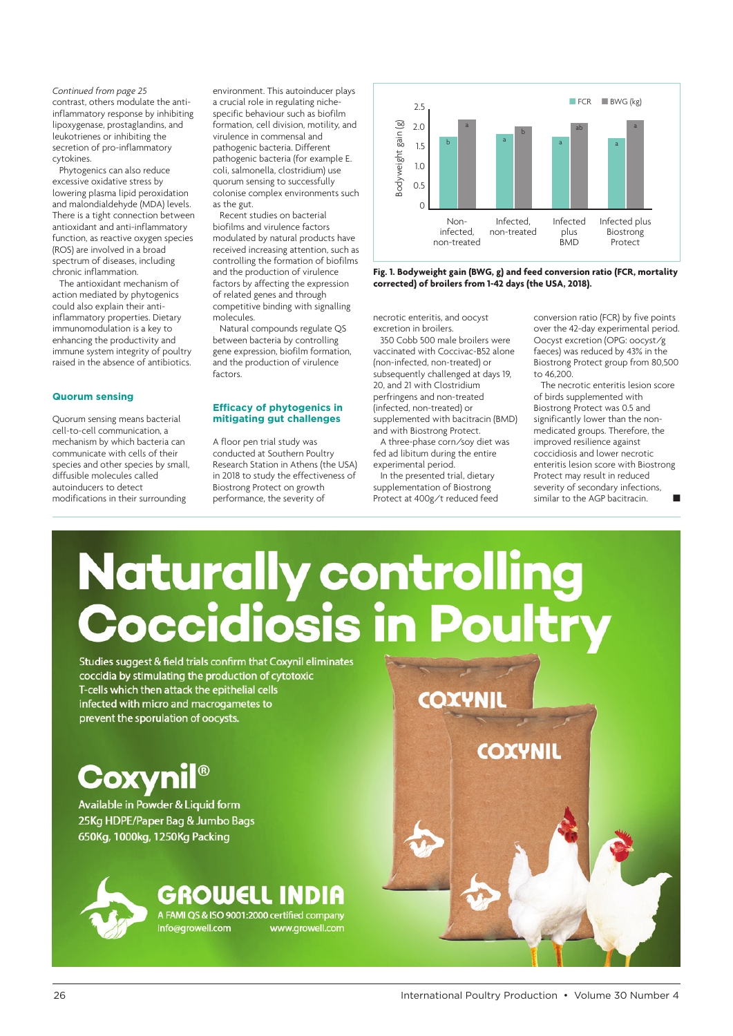*Continued from page 25*

contrast, others modulate the anti-inflammatory response by inhibiting lipoxygenase, prostaglandins, and leukotrienes or inhibiting the secretion of pro-inflammatory cytokines.

Phytogenics can also reduce excessive oxidative stress by lowering plasma lipid peroxidation and malondialdehyde (MDA) levels. There is a tight connection between antioxidant and anti-inflammatory function, as reactive oxygen species (ROS) are involved in a broad spectrum of diseases, including chronic inflammation.

The antioxidant mechanism of action mediated by phytogenics could also explain their anti-inflammatory properties. Dietary immunomodulation is a key to enhancing the productivity and immune system integrity of poultry raised in the absence of antibiotics.

## Quorum sensing

Quorum sensing means bacterial cell-to-cell communication, a mechanism by which bacteria can communicate with cells of their species and other species by small, diffusible molecules called autoinducers to detect modifications in their surrounding environment. This autoinducer plays a crucial role in regulating niche-specific behaviour such as biofilm formation, cell division, motility, and virulence in commensal and pathogenic bacteria. Different pathogenic bacteria (for example E. coli, salmonella, clostridium) use quorum sensing to successfully colonise complex environments such as the gut.

Recent studies on bacterial biofilms and virulence factors modulated by natural products have received increasing attention, such as controlling the formation of biofilms and the production of virulence factors by affecting the expression of related genes and through competitive binding with signalling molecules.

Natural compounds regulate QS between bacteria by controlling gene expression, biofilm formation, and the production of virulence factors.

## Efficacy of phytogenics in mitigating gut challenges

A floor pen trial study was conducted at Southern Poultry Research Station in Athens (the USA) in 2018 to study the effectiveness of Biostrong Protect on growth performance, the severity of necrotic enteritis, and oocyst excretion in broilers.

350 Cobb 500 male broilers were vaccinated with Coccivac-B52 alone (non-infected, non-treated) or subsequently challenged at days 19, 20, and 21 with Clostridium perfringens and non-treated (infected, non-treated) or supplemented with bacitracin (BMD) and with Biostrong Protect.

A three-phase corn/soy diet was fed ad libitum during the entire experimental period.

In the presented trial, dietary supplementation of Biostrong Protect at 400g/t reduced feed conversion ratio (FCR) by five points over the 42-day experimental period. Oocyst excretion (OPG: oocyst/g faeces) was reduced by 43% in the Biostrong Protect group from 80,500 to 46,200.

The necrotic enteritis lesion score of birds supplemented with Biostrong Protect was 0.5 and significantly lower than the non-medicated groups. Therefore, the improved resilience against coccidiosis and lower necrotic enteritis lesion score with Biostrong Protect may result in reduced severity of secondary infections, similar to the AGP bacitracin.

FCR BWG (kg)

Bodyweight gain (g)

2.5
2.0
1.5
1.0
0.5
0

b a
a b
a ab
a a

Non-infected, non-treated
Infected, non-treated
Infected plus BMD
Infected plus Biostrong Protect

**Fig. 1. Bodyweight gain (BWG, g) and feed conversion ratio (FCR, mortality corrected) of broilers from 1-42 days (the USA, 2018).**

# Naturally controlling Coccidiosis in Poultry

Studies suggest & field trials confirm that Coxynil eliminates coccidia by stimulating the production of cytotoxic T-cells which then attack the epithelial cells infected with micro and macrogametes to prevent the sporulation of oocysts.

**Coxynil®**

Available in Powder & Liquid form
25Kg HDPE/Paper Bag & Jumbo Bags
650Kg, 1000kg, 1250Kg Packing

COXYNIL

COXYNIL

**GROWELL INDIA**

A FAMI QS & ISO 9001:2000 certified company
info@growell.com www.growell.com